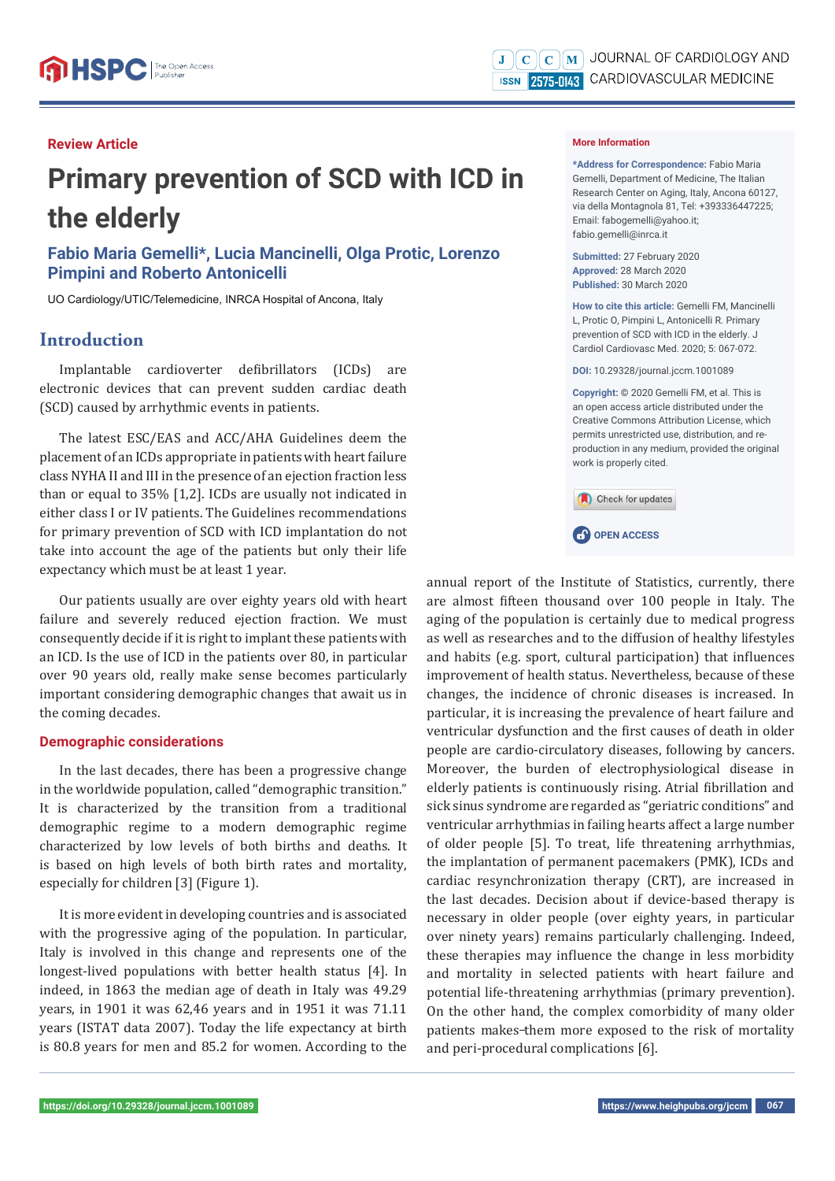Review Article

# Primary prevention of SCD with ICD in the elderly

**Fabio Maria Gemelli\*, Lucia Mancinelli, Olga Protic, Lorenzo Pimpini and Roberto Antonicelli**

UO Cardiology/UTIC/Telemedicine, INRCA Hospital of Ancona, Italy

**More Information**

**\*Address for Correspondence:** Fabio Maria Gemelli, Department of Medicine, The Italian Research Center on Aging, Italy, Ancona 60127, via della Montagnola 81, Tel: +393336447225; Email: fabogemelli@yahoo.it; fabio.gemelli@inrca.it

**Submitted:** 27 February 2020
**Approved:** 28 March 2020
**Published:** 30 March 2020

**How to cite this article:** Gemelli FM, Mancinelli L, Protic O, Pimpini L, Antonicelli R. Primary prevention of SCD with ICD in the elderly. J Cardiol Cardiovasc Med. 2020; 5: 067-072.

**DOI:** 10.29328/journal.jccm.1001089

**Copyright:** © 2020 Gemelli FM, et al. This is an open access article distributed under the Creative Commons Attribution License, which permits unrestricted use, distribution, and reproduction in any medium, provided the original work is properly cited.

OPEN ACCESS

## Introduction

Implantable cardioverter defibrillators (ICDs) are electronic devices that can prevent sudden cardiac death (SCD) caused by arrhythmic events in patients.

The latest ESC/EAS and ACC/AHA Guidelines deem the placement of an ICDs appropriate in patients with heart failure class NYHA II and III in the presence of an ejection fraction less than or equal to 35% [1,2]. ICDs are usually not indicated in either class I or IV patients. The Guidelines recommendations for primary prevention of SCD with ICD implantation do not take into account the age of the patients but only their life expectancy which must be at least 1 year.

Our patients usually are over eighty years old with heart failure and severely reduced ejection fraction. We must consequently decide if it is right to implant these patients with an ICD. Is the use of ICD in the patients over 80, in particular over 90 years old, really make sense becomes particularly important considering demographic changes that await us in the coming decades.

### Demographic considerations

In the last decades, there has been a progressive change in the worldwide population, called "demographic transition." It is characterized by the transition from a traditional demographic regime to a modern demographic regime characterized by low levels of both births and deaths. It is based on high levels of both birth rates and mortality, especially for children [3] (Figure 1).

It is more evident in developing countries and is associated with the progressive aging of the population. In particular, Italy is involved in this change and represents one of the longest-lived populations with better health status [4]. In indeed, in 1863 the median age of death in Italy was 49.29 years, in 1901 it was 62,46 years and in 1951 it was 71.11 years (ISTAT data 2007). Today the life expectancy at birth is 80.8 years for men and 85.2 for women. According to the annual report of the Institute of Statistics, currently, there are almost fifteen thousand over 100 people in Italy. The aging of the population is certainly due to medical progress as well as researches and to the diffusion of healthy lifestyles and habits (e.g. sport, cultural participation) that influences improvement of health status. Nevertheless, because of these changes, the incidence of chronic diseases is increased. In particular, it is increasing the prevalence of heart failure and ventricular dysfunction and the first causes of death in older people are cardio-circulatory diseases, following by cancers. Moreover, the burden of electrophysiological disease in elderly patients is continuously rising. Atrial fibrillation and sick sinus syndrome are regarded as "geriatric conditions" and ventricular arrhythmias in failing hearts affect a large number of older people [5]. To treat, life threatening arrhythmias, the implantation of permanent pacemakers (PMK), ICDs and cardiac resynchronization therapy (CRT), are increased in the last decades. Decision about if device-based therapy is necessary in older people (over eighty years, in particular over ninety years) remains particularly challenging. Indeed, these therapies may influence the change in less morbidity and mortality in selected patients with heart failure and potential life-threatening arrhythmias (primary prevention). On the other hand, the complex comorbidity of many older patients makes them more exposed to the risk of mortality and peri-procedural complications [6].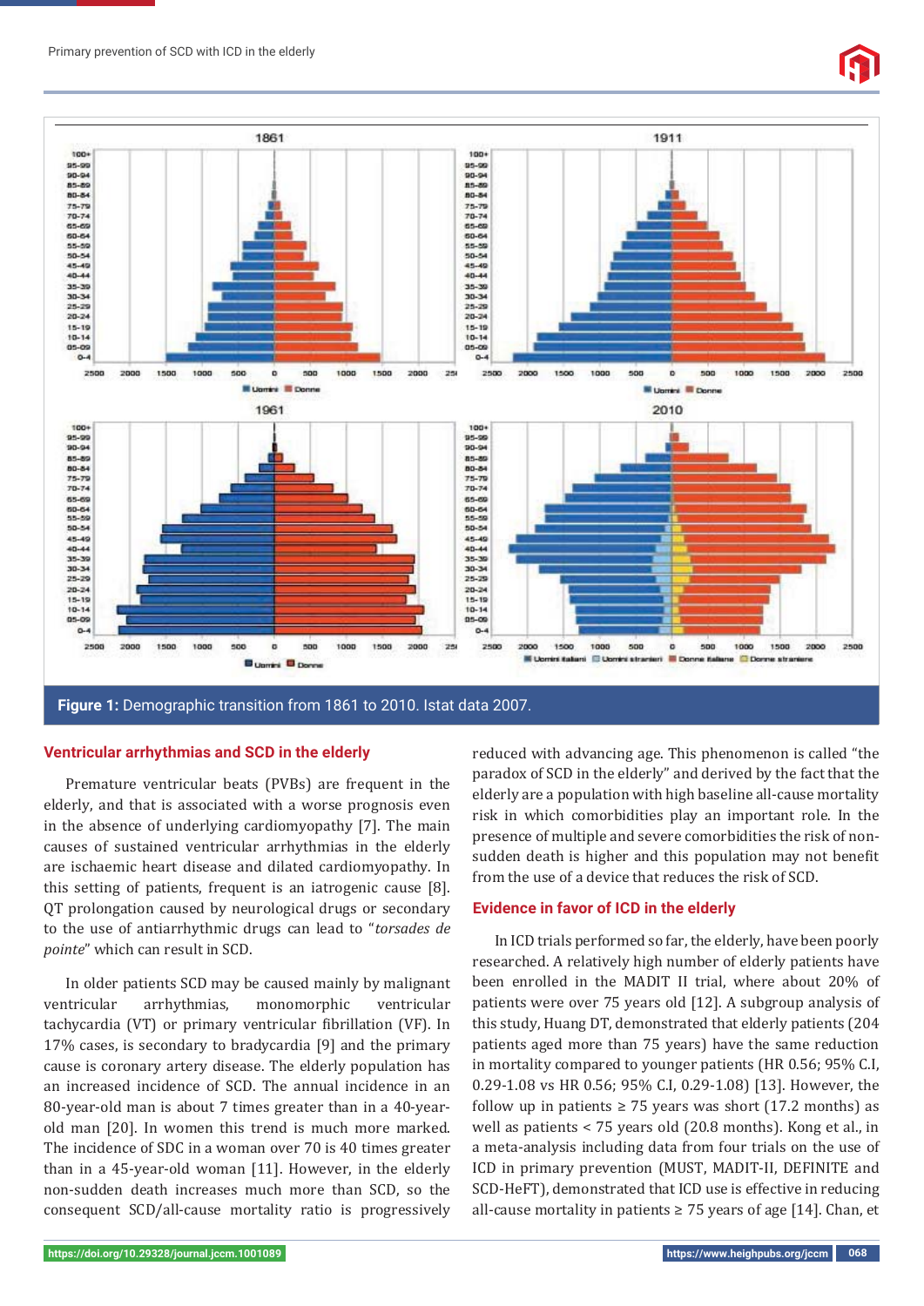Figure 1: Demographic transition from 1861 to 2010. Istat data 2007.

## Ventricular arrhythmias and SCD in the elderly

Premature ventricular beats (PVBs) are frequent in the elderly, and that is associated with a worse prognosis even in the absence of underlying cardiomyopathy [7]. The main causes of sustained ventricular arrhythmias in the elderly are ischaemic heart disease and dilated cardiomyopathy. In this setting of patients, frequent is an iatrogenic cause [8]. QT prolongation caused by neurological drugs or secondary to the use of antiarrhythmic drugs can lead to "*torsades de pointe*" which can result in SCD.

In older patients SCD may be caused mainly by malignant ventricular arrhythmias, monomorphic ventricular tachycardia (VT) or primary ventricular fibrillation (VF). In 17% cases, is secondary to bradycardia [9] and the primary cause is coronary artery disease. The elderly population has an increased incidence of SCD. The annual incidence in an 80-year-old man is about 7 times greater than in a 40-year-old man [20]. In women this trend is much more marked. The incidence of SDC in a woman over 70 is 40 times greater than in a 45-year-old woman [11]. However, in the elderly non-sudden death increases much more than SCD, so the consequent SCD/all-cause mortality ratio is progressively reduced with advancing age. This phenomenon is called "the paradox of SCD in the elderly" and derived by the fact that the elderly are a population with high baseline all-cause mortality risk in which comorbidities play an important role. In the presence of multiple and severe comorbidities the risk of non-sudden death is higher and this population may not benefit from the use of a device that reduces the risk of SCD.

## Evidence in favor of ICD in the elderly

In ICD trials performed so far, the elderly, have been poorly researched. A relatively high number of elderly patients have been enrolled in the MADIT II trial, where about 20% of patients were over 75 years old [12]. A subgroup analysis of this study, Huang DT, demonstrated that elderly patients (204 patients aged more than 75 years) have the same reduction in mortality compared to younger patients (HR 0.56; 95% C.I, 0.29-1.08 vs HR 0.56; 95% C.I, 0.29-1.08) [13]. However, the follow up in patients ≥ 75 years was short (17.2 months) as well as patients < 75 years old (20.8 months). Kong et al., in a meta-analysis including data from four trials on the use of ICD in primary prevention (MUST, MADIT-II, DEFINITE and SCD-HeFT), demonstrated that ICD use is effective in reducing all-cause mortality in patients ≥ 75 years of age [14]. Chan, et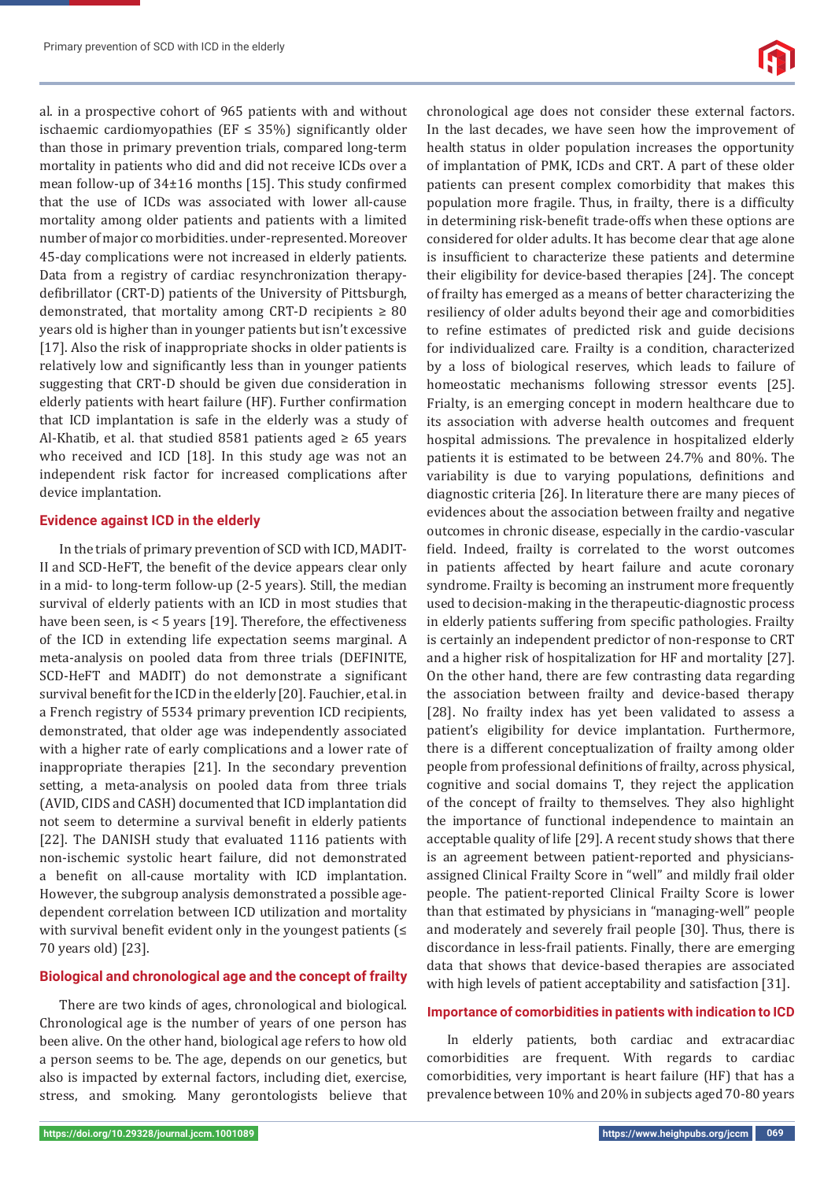al. in a prospective cohort of 965 patients with and without ischaemic cardiomyopathies (EF ≤ 35%) significantly older than those in primary prevention trials, compared long-term mortality in patients who did and did not receive ICDs over a mean follow-up of 34±16 months [15]. This study confirmed that the use of ICDs was associated with lower all-cause mortality among older patients and patients with a limited number of major co morbidities. under-represented. Moreover 45-day complications were not increased in elderly patients. Data from a registry of cardiac resynchronization therapy-defibrillator (CRT-D) patients of the University of Pittsburgh, demonstrated, that mortality among CRT-D recipients ≥ 80 years old is higher than in younger patients but isn't excessive [17]. Also the risk of inappropriate shocks in older patients is relatively low and significantly less than in younger patients suggesting that CRT-D should be given due consideration in elderly patients with heart failure (HF). Further confirmation that ICD implantation is safe in the elderly was a study of Al-Khatib, et al. that studied 8581 patients aged ≥ 65 years who received and ICD [18]. In this study age was not an independent risk factor for increased complications after device implantation.

## Evidence against ICD in the elderly

In the trials of primary prevention of SCD with ICD, MADIT-II and SCD-HeFT, the benefit of the device appears clear only in a mid- to long-term follow-up (2-5 years). Still, the median survival of elderly patients with an ICD in most studies that have been seen, is < 5 years [19]. Therefore, the effectiveness of the ICD in extending life expectation seems marginal. A meta-analysis on pooled data from three trials (DEFINITE, SCD-HeFT and MADIT) do not demonstrate a significant survival benefit for the ICD in the elderly [20]. Fauchier, et al. in a French registry of 5534 primary prevention ICD recipients, demonstrated, that older age was independently associated with a higher rate of early complications and a lower rate of inappropriate therapies [21]. In the secondary prevention setting, a meta-analysis on pooled data from three trials (AVID, CIDS and CASH) documented that ICD implantation did not seem to determine a survival benefit in elderly patients [22]. The DANISH study that evaluated 1116 patients with non-ischemic systolic heart failure, did not demonstrated a benefit on all-cause mortality with ICD implantation. However, the subgroup analysis demonstrated a possible age-dependent correlation between ICD utilization and mortality with survival benefit evident only in the youngest patients (≤ 70 years old) [23].

## Biological and chronological age and the concept of frailty

There are two kinds of ages, chronological and biological. Chronological age is the number of years of one person has been alive. On the other hand, biological age refers to how old a person seems to be. The age, depends on our genetics, but also is impacted by external factors, including diet, exercise, stress, and smoking. Many gerontologists believe that chronological age does not consider these external factors. In the last decades, we have seen how the improvement of health status in older population increases the opportunity of implantation of PMK, ICDs and CRT. A part of these older patients can present complex comorbidity that makes this population more fragile. Thus, in frailty, there is a difficulty in determining risk-benefit trade-offs when these options are considered for older adults. It has become clear that age alone is insufficient to characterize these patients and determine their eligibility for device-based therapies [24]. The concept of frailty has emerged as a means of better characterizing the resiliency of older adults beyond their age and comorbidities to refine estimates of predicted risk and guide decisions for individualized care. Frailty is a condition, characterized by a loss of biological reserves, which leads to failure of homeostatic mechanisms following stressor events [25]. Frialty, is an emerging concept in modern healthcare due to its association with adverse health outcomes and frequent hospital admissions. The prevalence in hospitalized elderly patients it is estimated to be between 24.7% and 80%. The variability is due to varying populations, definitions and diagnostic criteria [26]. In literature there are many pieces of evidences about the association between frailty and negative outcomes in chronic disease, especially in the cardio-vascular field. Indeed, frailty is correlated to the worst outcomes in patients affected by heart failure and acute coronary syndrome. Frailty is becoming an instrument more frequently used to decision-making in the therapeutic-diagnostic process in elderly patients suffering from specific pathologies. Frailty is certainly an independent predictor of non-response to CRT and a higher risk of hospitalization for HF and mortality [27]. On the other hand, there are few contrasting data regarding the association between frailty and device-based therapy [28]. No frailty index has yet been validated to assess a patient's eligibility for device implantation. Furthermore, there is a different conceptualization of frailty among older people from professional definitions of frailty, across physical, cognitive and social domains T, they reject the application of the concept of frailty to themselves. They also highlight the importance of functional independence to maintain an acceptable quality of life [29]. A recent study shows that there is an agreement between patient-reported and physicians-assigned Clinical Frailty Score in "well" and mildly frail older people. The patient-reported Clinical Frailty Score is lower than that estimated by physicians in "managing-well" people and moderately and severely frail people [30]. Thus, there is discordance in less-frail patients. Finally, there are emerging data that shows that device-based therapies are associated with high levels of patient acceptability and satisfaction [31].

## Importance of comorbidities in patients with indication to ICD

In elderly patients, both cardiac and extracardiac comorbidities are frequent. With regards to cardiac comorbidities, very important is heart failure (HF) that has a prevalence between 10% and 20% in subjects aged 70-80 years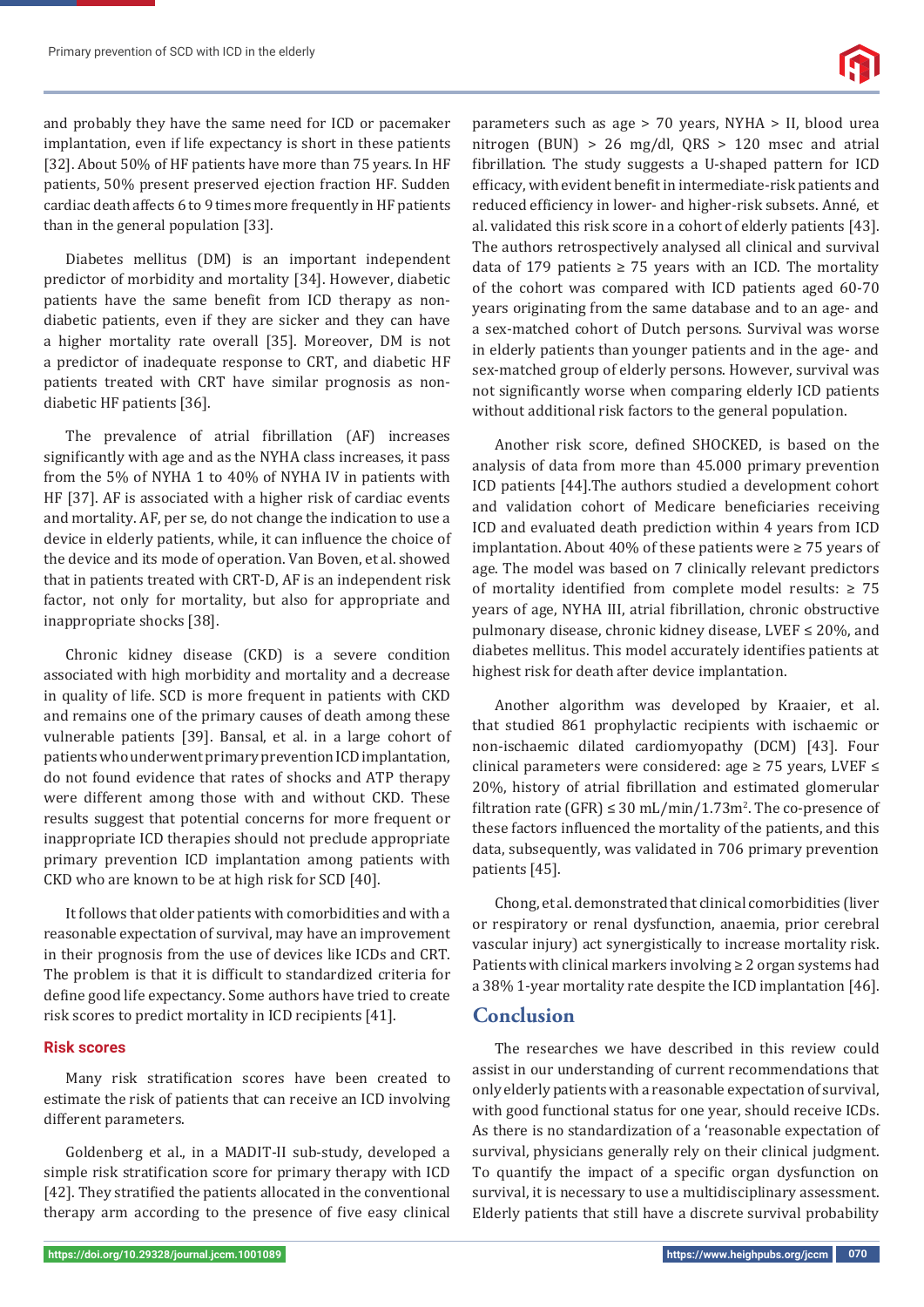and probably they have the same need for ICD or pacemaker implantation, even if life expectancy is short in these patients [32]. About 50% of HF patients have more than 75 years. In HF patients, 50% present preserved ejection fraction HF. Sudden cardiac death affects 6 to 9 times more frequently in HF patients than in the general population [33].

Diabetes mellitus (DM) is an important independent predictor of morbidity and mortality [34]. However, diabetic patients have the same benefit from ICD therapy as non-diabetic patients, even if they are sicker and they can have a higher mortality rate overall [35]. Moreover, DM is not a predictor of inadequate response to CRT, and diabetic HF patients treated with CRT have similar prognosis as non-diabetic HF patients [36].

The prevalence of atrial fibrillation (AF) increases significantly with age and as the NYHA class increases, it pass from the 5% of NYHA 1 to 40% of NYHA IV in patients with HF [37]. AF is associated with a higher risk of cardiac events and mortality. AF, per se, do not change the indication to use a device in elderly patients, while, it can influence the choice of the device and its mode of operation. Van Boven, et al. showed that in patients treated with CRT-D, AF is an independent risk factor, not only for mortality, but also for appropriate and inappropriate shocks [38].

Chronic kidney disease (CKD) is a severe condition associated with high morbidity and mortality and a decrease in quality of life. SCD is more frequent in patients with CKD and remains one of the primary causes of death among these vulnerable patients [39]. Bansal, et al. in a large cohort of patients who underwent primary prevention ICD implantation, do not found evidence that rates of shocks and ATP therapy were different among those with and without CKD. These results suggest that potential concerns for more frequent or inappropriate ICD therapies should not preclude appropriate primary prevention ICD implantation among patients with CKD who are known to be at high risk for SCD [40].

It follows that older patients with comorbidities and with a reasonable expectation of survival, may have an improvement in their prognosis from the use of devices like ICDs and CRT. The problem is that it is difficult to standardized criteria for define good life expectancy. Some authors have tried to create risk scores to predict mortality in ICD recipients [41].

### Risk scores

Many risk stratification scores have been created to estimate the risk of patients that can receive an ICD involving different parameters.

Goldenberg et al., in a MADIT-II sub-study, developed a simple risk stratification score for primary therapy with ICD [42]. They stratified the patients allocated in the conventional therapy arm according to the presence of five easy clinical parameters such as age > 70 years, NYHA > II, blood urea nitrogen (BUN) > 26 mg/dl, QRS > 120 msec and atrial fibrillation. The study suggests a U-shaped pattern for ICD efficacy, with evident benefit in intermediate-risk patients and reduced efficiency in lower- and higher-risk subsets. Anné, et al. validated this risk score in a cohort of elderly patients [43]. The authors retrospectively analysed all clinical and survival data of 179 patients ≥ 75 years with an ICD. The mortality of the cohort was compared with ICD patients aged 60-70 years originating from the same database and to an age- and a sex-matched cohort of Dutch persons. Survival was worse in elderly patients than younger patients and in the age- and sex-matched group of elderly persons. However, survival was not significantly worse when comparing elderly ICD patients without additional risk factors to the general population.

Another risk score, defined SHOCKED, is based on the analysis of data from more than 45.000 primary prevention ICD patients [44].The authors studied a development cohort and validation cohort of Medicare beneficiaries receiving ICD and evaluated death prediction within 4 years from ICD implantation. About 40% of these patients were ≥ 75 years of age. The model was based on 7 clinically relevant predictors of mortality identified from complete model results: ≥ 75 years of age, NYHA III, atrial fibrillation, chronic obstructive pulmonary disease, chronic kidney disease, LVEF ≤ 20%, and diabetes mellitus. This model accurately identifies patients at highest risk for death after device implantation.

Another algorithm was developed by Kraaier, et al. that studied 861 prophylactic recipients with ischaemic or non-ischaemic dilated cardiomyopathy (DCM) [43]. Four clinical parameters were considered: age ≥ 75 years, LVEF ≤ 20%, history of atrial fibrillation and estimated glomerular filtration rate (GFR) ≤ 30 mL/min/1.73m$^2$. The co-presence of these factors influenced the mortality of the patients, and this data, subsequently, was validated in 706 primary prevention patients [45].

Chong, et al. demonstrated that clinical comorbidities (liver or respiratory or renal dysfunction, anaemia, prior cerebral vascular injury) act synergistically to increase mortality risk. Patients with clinical markers involving ≥ 2 organ systems had a 38% 1-year mortality rate despite the ICD implantation [46].

## Conclusion

The researches we have described in this review could assist in our understanding of current recommendations that only elderly patients with a reasonable expectation of survival, with good functional status for one year, should receive ICDs. As there is no standardization of a 'reasonable expectation of survival, physicians generally rely on their clinical judgment. To quantify the impact of a specific organ dysfunction on survival, it is necessary to use a multidisciplinary assessment. Elderly patients that still have a discrete survival probability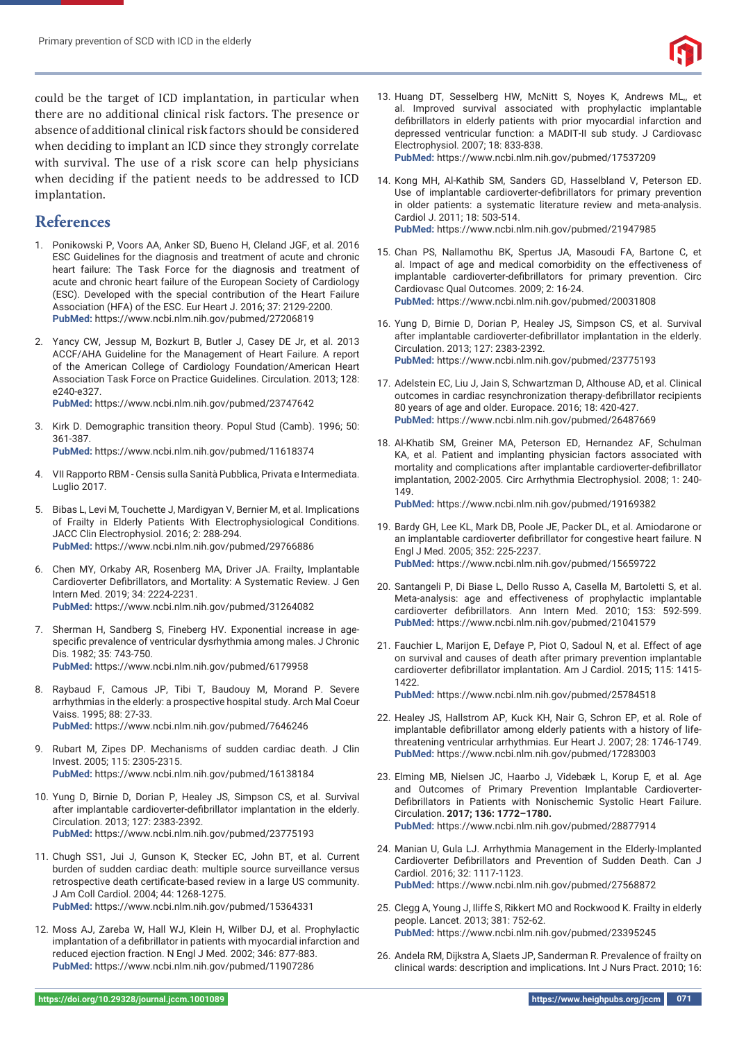could be the target of ICD implantation, in particular when there are no additional clinical risk factors. The presence or absence of additional clinical risk factors should be considered when deciding to implant an ICD since they strongly correlate with survival. The use of a risk score can help physicians when deciding if the patient needs to be addressed to ICD implantation.

## References

1. Ponikowski P, Voors AA, Anker SD, Bueno H, Cleland JGF, et al. 2016 ESC Guidelines for the diagnosis and treatment of acute and chronic heart failure: The Task Force for the diagnosis and treatment of acute and chronic heart failure of the European Society of Cardiology (ESC). Developed with the special contribution of the Heart Failure Association (HFA) of the ESC. Eur Heart J. 2016; 37: 2129-2200.
**PubMed:** https://www.ncbi.nlm.nih.gov/pubmed/27206819

2. Yancy CW, Jessup M, Bozkurt B, Butler J, Casey DE Jr, et al. 2013 ACCF/AHA Guideline for the Management of Heart Failure. A report of the American College of Cardiology Foundation/American Heart Association Task Force on Practice Guidelines. Circulation. 2013; 128: e240-e327.
**PubMed:** https://www.ncbi.nlm.nih.gov/pubmed/23747642

3. Kirk D. Demographic transition theory. Popul Stud (Camb). 1996; 50: 361-387.
**PubMed:** https://www.ncbi.nlm.nih.gov/pubmed/11618374

4. VII Rapporto RBM - Censis sulla Sanità Pubblica, Privata e Intermediata. Luglio 2017.

5. Bibas L, Levi M, Touchette J, Mardigyan V, Bernier M, et al. Implications of Frailty in Elderly Patients With Electrophysiological Conditions. JACC Clin Electrophysiol. 2016; 2: 288-294.
**PubMed:** https://www.ncbi.nlm.nih.gov/pubmed/29766886

6. Chen MY, Orkaby AR, Rosenberg MA, Driver JA. Frailty, Implantable Cardioverter Defibrillators, and Mortality: A Systematic Review. J Gen Intern Med. 2019; 34: 2224-2231.
**PubMed:** https://www.ncbi.nlm.nih.gov/pubmed/31264082

7. Sherman H, Sandberg S, Fineberg HV. Exponential increase in age-specific prevalence of ventricular dysrhythmia among males. J Chronic Dis. 1982; 35: 743-750.
**PubMed:** https://www.ncbi.nlm.nih.gov/pubmed/6179958

8. Raybaud F, Camous JP, Tibi T, Baudouy M, Morand P. Severe arrhythmias in the elderly: a prospective hospital study. Arch Mal Coeur Vaiss. 1995; 88: 27-33.
**PubMed:** https://www.ncbi.nlm.nih.gov/pubmed/7646246

9. Rubart M, Zipes DP. Mechanisms of sudden cardiac death. J Clin Invest. 2005; 115: 2305-2315.
**PubMed:** https://www.ncbi.nlm.nih.gov/pubmed/16138184

10. Yung D, Birnie D, Dorian P, Healey JS, Simpson CS, et al. Survival after implantable cardioverter-defibrillator implantation in the elderly. Circulation. 2013; 127: 2383-2392.
**PubMed:** https://www.ncbi.nlm.nih.gov/pubmed/23775193

11. Chugh SS1, Jui J, Gunson K, Stecker EC, John BT, et al. Current burden of sudden cardiac death: multiple source surveillance versus retrospective death certificate-based review in a large US community. J Am Coll Cardiol. 2004; 44: 1268-1275.
**PubMed:** https://www.ncbi.nlm.nih.gov/pubmed/15364331

12. Moss AJ, Zareba W, Hall WJ, Klein H, Wilber DJ, et al. Prophylactic implantation of a defibrillator in patients with myocardial infarction and reduced ejection fraction. N Engl J Med. 2002; 346: 877-883.
**PubMed:** https://www.ncbi.nlm.nih.gov/pubmed/11907286

13. Huang DT, Sesselberg HW, McNitt S, Noyes K, Andrews ML,, et al. Improved survival associated with prophylactic implantable defibrillators in elderly patients with prior myocardial infarction and depressed ventricular function: a MADIT-II sub study. J Cardiovasc Electrophysiol. 2007; 18: 833-838.
**PubMed:** https://www.ncbi.nlm.nih.gov/pubmed/17537209

14. Kong MH, Al-Kathib SM, Sanders GD, Hasselbland V, Peterson ED. Use of implantable cardioverter-defibrillators for primary prevention in older patients: a systematic literature review and meta-analysis. Cardiol J. 2011; 18: 503-514.
**PubMed:** https://www.ncbi.nlm.nih.gov/pubmed/21947985

15. Chan PS, Nallamothu BK, Spertus JA, Masoudi FA, Bartone C, et al. Impact of age and medical comorbidity on the effectiveness of implantable cardioverter-defibrillators for primary prevention. Circ Cardiovasc Qual Outcomes. 2009; 2: 16-24.
**PubMed:** https://www.ncbi.nlm.nih.gov/pubmed/20031808

16. Yung D, Birnie D, Dorian P, Healey JS, Simpson CS, et al. Survival after implantable cardioverter-defibrillator implantation in the elderly. Circulation. 2013; 127: 2383-2392.
**PubMed:** https://www.ncbi.nlm.nih.gov/pubmed/23775193

17. Adelstein EC, Liu J, Jain S, Schwartzman D, Althouse AD, et al. Clinical outcomes in cardiac resynchronization therapy-defibrillator recipients 80 years of age and older. Europace. 2016; 18: 420-427.
**PubMed:** https://www.ncbi.nlm.nih.gov/pubmed/26487669

18. Al-Khatib SM, Greiner MA, Peterson ED, Hernandez AF, Schulman KA, et al. Patient and implanting physician factors associated with mortality and complications after implantable cardioverter-defibrillator implantation, 2002-2005. Circ Arrhythmia Electrophysiol. 2008; 1: 240-149.
**PubMed:** https://www.ncbi.nlm.nih.gov/pubmed/19169382

19. Bardy GH, Lee KL, Mark DB, Poole JE, Packer DL, et al. Amiodarone or an implantable cardioverter defibrillator for congestive heart failure. N Engl J Med. 2005; 352: 225-2237.
**PubMed:** https://www.ncbi.nlm.nih.gov/pubmed/15659722

20. Santangeli P, Di Biase L, Dello Russo A, Casella M, Bartoletti S, et al. Meta-analysis: age and effectiveness of prophylactic implantable cardioverter defibrillators. Ann Intern Med. 2010; 153: 592-599.
**PubMed:** https://www.ncbi.nlm.nih.gov/pubmed/21041579

21. Fauchier L, Marijon E, Defaye P, Piot O, Sadoul N, et al. Effect of age on survival and causes of death after primary prevention implantable cardioverter defibrillator implantation. Am J Cardiol. 2015; 115: 1415-1422.
**PubMed:** https://www.ncbi.nlm.nih.gov/pubmed/25784518

22. Healey JS, Hallstrom AP, Kuck KH, Nair G, Schron EP, et al. Role of implantable defibrillator among elderly patients with a history of life-threatening ventricular arrhythmias. Eur Heart J. 2007; 28: 1746-1749.
**PubMed:** https://www.ncbi.nlm.nih.gov/pubmed/17283003

23. Elming MB, Nielsen JC, Haarbo J, Videbæk L, Korup E, et al. Age and Outcomes of Primary Prevention Implantable Cardioverter-Defibrillators in Patients with Nonischemic Systolic Heart Failure. Circulation. **2017; 136: 1772–1780.**
**PubMed:** https://www.ncbi.nlm.nih.gov/pubmed/28877914

24. Manian U, Gula LJ. Arrhythmia Management in the Elderly-Implanted Cardioverter Defibrillators and Prevention of Sudden Death. Can J Cardiol. 2016; 32: 1117-1123.
**PubMed:** https://www.ncbi.nlm.nih.gov/pubmed/27568872

25. Clegg A, Young J, Iliffe S, Rikkert MO and Rockwood K. Frailty in elderly people. Lancet. 2013; 381: 752-62.
**PubMed:** https://www.ncbi.nlm.nih.gov/pubmed/23395245

26. Andela RM, Dijkstra A, Slaets JP, Sanderman R. Prevalence of frailty on clinical wards: description and implications. Int J Nurs Pract. 2010; 16: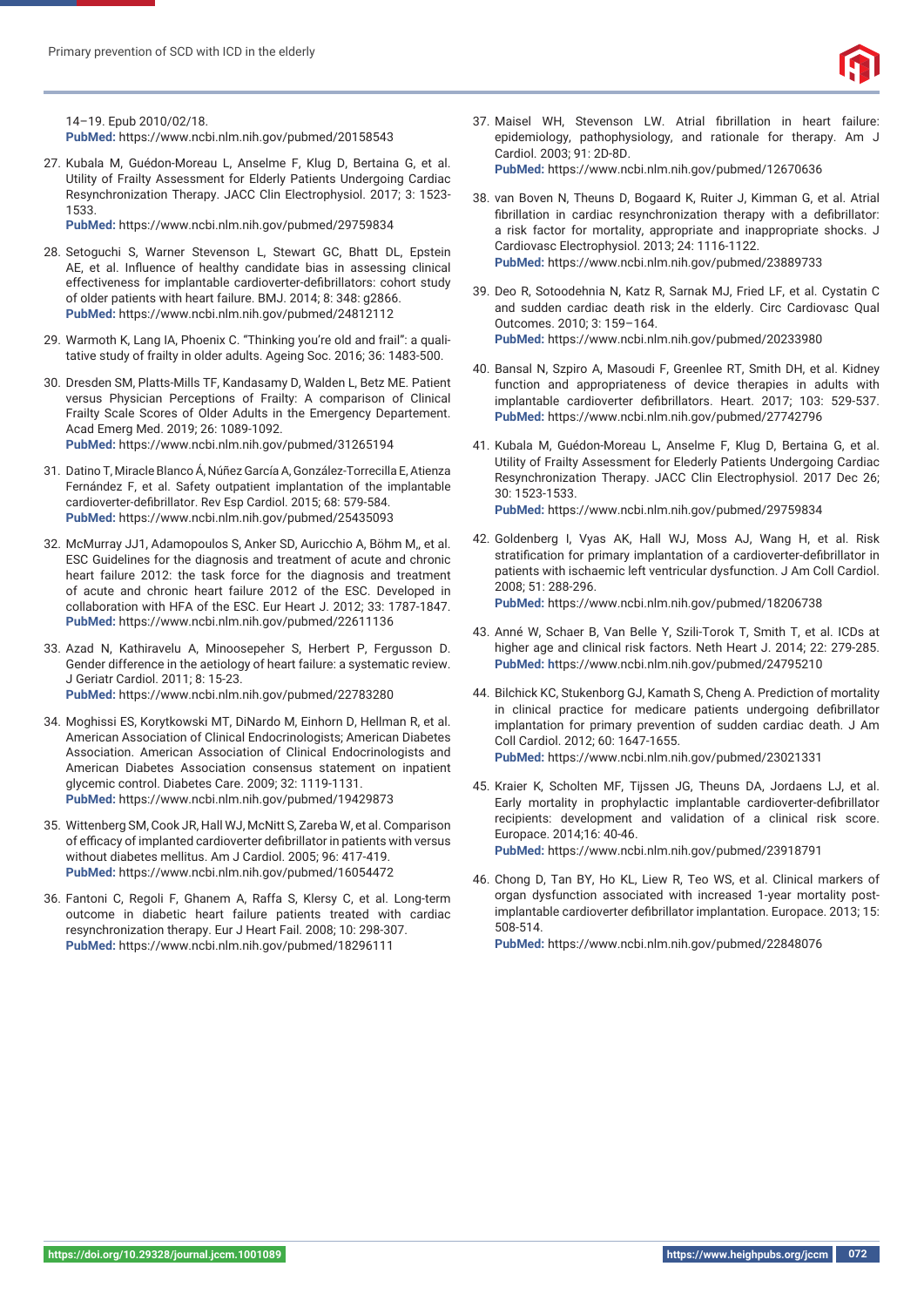14–19. Epub 2010/02/18.
**PubMed:** https://www.ncbi.nlm.nih.gov/pubmed/20158543

27. Kubala M, Guédon-Moreau L, Anselme F, Klug D, Bertaina G, et al. Utility of Frailty Assessment for Elderly Patients Undergoing Cardiac Resynchronization Therapy. JACC Clin Electrophysiol. 2017; 3: 1523-1533.
**PubMed:** https://www.ncbi.nlm.nih.gov/pubmed/29759834

28. Setoguchi S, Warner Stevenson L, Stewart GC, Bhatt DL, Epstein AE, et al. Influence of healthy candidate bias in assessing clinical effectiveness for implantable cardioverter-defibrillators: cohort study of older patients with heart failure. BMJ. 2014; 8: 348: g2866.
**PubMed:** https://www.ncbi.nlm.nih.gov/pubmed/24812112

29. Warmoth K, Lang IA, Phoenix C. "Thinking you're old and frail": a qualitative study of frailty in older adults. Ageing Soc. 2016; 36: 1483-500.

30. Dresden SM, Platts-Mills TF, Kandasamy D, Walden L, Betz ME. Patient versus Physician Perceptions of Frailty: A comparison of Clinical Frailty Scale Scores of Older Adults in the Emergency Departement. Acad Emerg Med. 2019; 26: 1089-1092.
**PubMed:** https://www.ncbi.nlm.nih.gov/pubmed/31265194

31. Datino T, Miracle Blanco Á, Núñez García A, González-Torrecilla E, Atienza Fernández F, et al. Safety outpatient implantation of the implantable cardioverter-defibrillator. Rev Esp Cardiol. 2015; 68: 579-584.
**PubMed:** https://www.ncbi.nlm.nih.gov/pubmed/25435093

32. McMurray JJ1, Adamopoulos S, Anker SD, Auricchio A, Böhm M,, et al. ESC Guidelines for the diagnosis and treatment of acute and chronic heart failure 2012: the task force for the diagnosis and treatment of acute and chronic heart failure 2012 of the ESC. Developed in collaboration with HFA of the ESC. Eur Heart J. 2012; 33: 1787-1847.
**PubMed:** https://www.ncbi.nlm.nih.gov/pubmed/22611136

33. Azad N, Kathiravelu A, Minoosepeher S, Herbert P, Fergusson D. Gender difference in the aetiology of heart failure: a systematic review. J Geriatr Cardiol. 2011; 8: 15-23.
**PubMed:** https://www.ncbi.nlm.nih.gov/pubmed/22783280

34. Moghissi ES, Korytkowski MT, DiNardo M, Einhorn D, Hellman R, et al. American Association of Clinical Endocrinologists; American Diabetes Association. American Association of Clinical Endocrinologists and American Diabetes Association consensus statement on inpatient glycemic control. Diabetes Care. 2009; 32: 1119-1131.
**PubMed:** https://www.ncbi.nlm.nih.gov/pubmed/19429873

35. Wittenberg SM, Cook JR, Hall WJ, McNitt S, Zareba W, et al. Comparison of efficacy of implanted cardioverter defibrillator in patients with versus without diabetes mellitus. Am J Cardiol. 2005; 96: 417-419.
**PubMed:** https://www.ncbi.nlm.nih.gov/pubmed/16054472

36. Fantoni C, Regoli F, Ghanem A, Raffa S, Klersy C, et al. Long-term outcome in diabetic heart failure patients treated with cardiac resynchronization therapy. Eur J Heart Fail. 2008; 10: 298-307.
**PubMed:** https://www.ncbi.nlm.nih.gov/pubmed/18296111

37. Maisel WH, Stevenson LW. Atrial fibrillation in heart failure: epidemiology, pathophysiology, and rationale for therapy. Am J Cardiol. 2003; 91: 2D-8D.
**PubMed:** https://www.ncbi.nlm.nih.gov/pubmed/12670636

38. van Boven N, Theuns D, Bogaard K, Ruiter J, Kimman G, et al. Atrial fibrillation in cardiac resynchronization therapy with a defibrillator: a risk factor for mortality, appropriate and inappropriate shocks. J Cardiovasc Electrophysiol. 2013; 24: 1116-1122.
**PubMed:** https://www.ncbi.nlm.nih.gov/pubmed/23889733

39. Deo R, Sotoodehnia N, Katz R, Sarnak MJ, Fried LF, et al. Cystatin C and sudden cardiac death risk in the elderly. Circ Cardiovasc Qual Outcomes. 2010; 3: 159–164.
**PubMed:** https://www.ncbi.nlm.nih.gov/pubmed/20233980

40. Bansal N, Szpiro A, Masoudi F, Greenlee RT, Smith DH, et al. Kidney function and appropriateness of device therapies in adults with implantable cardioverter defibrillators. Heart. 2017; 103: 529-537.
**PubMed:** https://www.ncbi.nlm.nih.gov/pubmed/27742796

41. Kubala M, Guédon-Moreau L, Anselme F, Klug D, Bertaina G, et al. Utility of Frailty Assessment for Elederly Patients Undergoing Cardiac Resynchronization Therapy. JACC Clin Electrophysiol. 2017 Dec 26; 30: 1523-1533.
**PubMed:** https://www.ncbi.nlm.nih.gov/pubmed/29759834

42. Goldenberg I, Vyas AK, Hall WJ, Moss AJ, Wang H, et al. Risk stratification for primary implantation of a cardioverter-defibrillator in patients with ischaemic left ventricular dysfunction. J Am Coll Cardiol. 2008; 51: 288-296.
**PubMed:** https://www.ncbi.nlm.nih.gov/pubmed/18206738

43. Anné W, Schaer B, Van Belle Y, Szili-Torok T, Smith T, et al. ICDs at higher age and clinical risk factors. Neth Heart J. 2014; 22: 279-285.
**PubMed:** https://www.ncbi.nlm.nih.gov/pubmed/24795210

44. Bilchick KC, Stukenborg GJ, Kamath S, Cheng A. Prediction of mortality in clinical practice for medicare patients undergoing defibrillator implantation for primary prevention of sudden cardiac death. J Am Coll Cardiol. 2012; 60: 1647-1655.
**PubMed:** https://www.ncbi.nlm.nih.gov/pubmed/23021331

45. Kraier K, Scholten MF, Tijssen JG, Theuns DA, Jordaens LJ, et al. Early mortality in prophylactic implantable cardioverter-defibrillator recipients: development and validation of a clinical risk score. Europace. 2014;16: 40-46.
**PubMed:** https://www.ncbi.nlm.nih.gov/pubmed/23918791

46. Chong D, Tan BY, Ho KL, Liew R, Teo WS, et al. Clinical markers of organ dysfunction associated with increased 1-year mortality post-implantable cardioverter defibrillator implantation. Europace. 2013; 15: 508-514.
**PubMed:** https://www.ncbi.nlm.nih.gov/pubmed/22848076